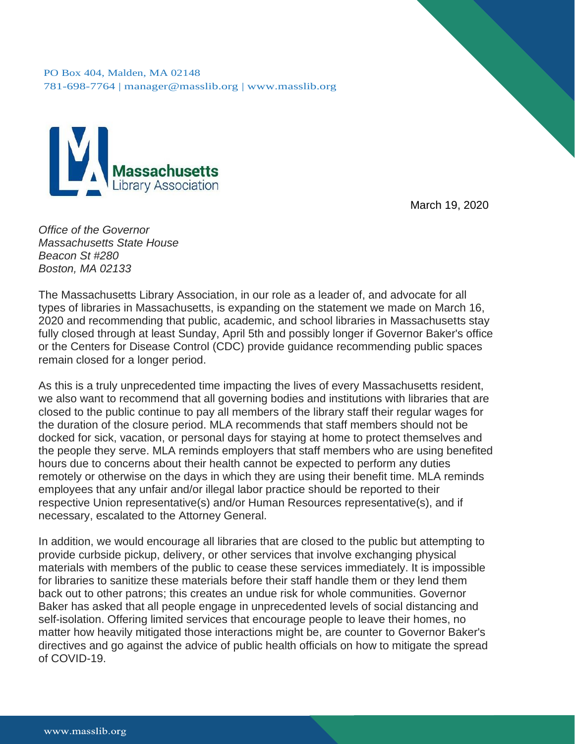PO Box 404, Malden, MA 02148
781-698-7764 | manager@masslib.org | www.masslib.org

Massachusetts Library Association

March 19, 2020

*Office of the Governor*
*Massachusetts State House*
*Beacon St #280*
*Boston, MA 02133*

The Massachusetts Library Association, in our role as a leader of, and advocate for all types of libraries in Massachusetts, is expanding on the statement we made on March 16, 2020 and recommending that public, academic, and school libraries in Massachusetts stay fully closed through at least Sunday, April 5th and possibly longer if Governor Baker's office or the Centers for Disease Control (CDC) provide guidance recommending public spaces remain closed for a longer period.

As this is a truly unprecedented time impacting the lives of every Massachusetts resident, we also want to recommend that all governing bodies and institutions with libraries that are closed to the public continue to pay all members of the library staff their regular wages for the duration of the closure period. MLA recommends that staff members should not be docked for sick, vacation, or personal days for staying at home to protect themselves and the people they serve. MLA reminds employers that staff members who are using benefited hours due to concerns about their health cannot be expected to perform any duties remotely or otherwise on the days in which they are using their benefit time. MLA reminds employees that any unfair and/or illegal labor practice should be reported to their respective Union representative(s) and/or Human Resources representative(s), and if necessary, escalated to the Attorney General.

In addition, we would encourage all libraries that are closed to the public but attempting to provide curbside pickup, delivery, or other services that involve exchanging physical materials with members of the public to cease these services immediately. It is impossible for libraries to sanitize these materials before their staff handle them or they lend them back out to other patrons; this creates an undue risk for whole communities. Governor Baker has asked that all people engage in unprecedented levels of social distancing and self-isolation. Offering limited services that encourage people to leave their homes, no matter how heavily mitigated those interactions might be, are counter to Governor Baker's directives and go against the advice of public health officials on how to mitigate the spread of COVID-19.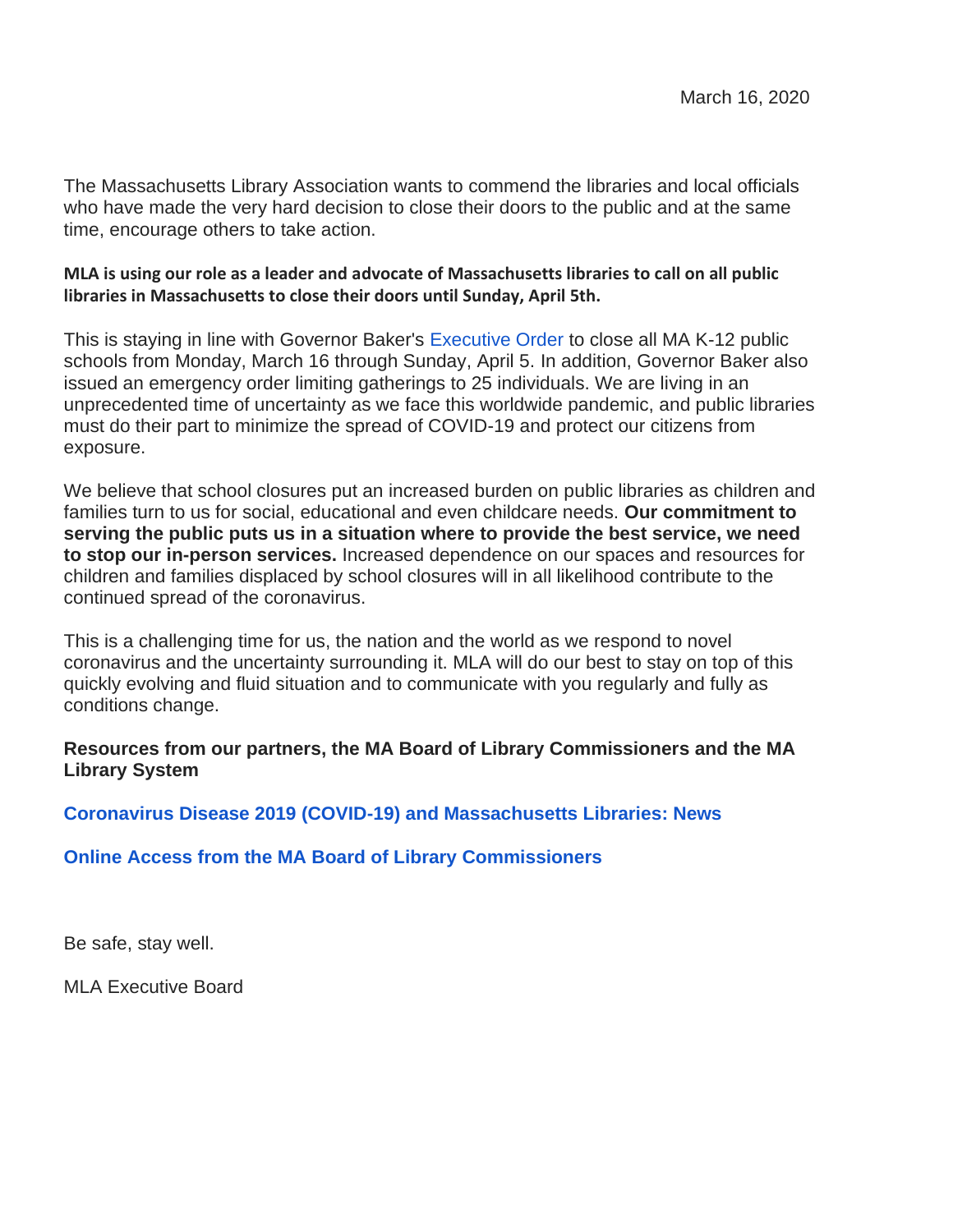March 16, 2020

The Massachusetts Library Association wants to commend the libraries and local officials who have made the very hard decision to close their doors to the public and at the same time, encourage others to take action.

**MLA is using our role as a leader and advocate of Massachusetts libraries to call on all public libraries in Massachusetts to close their doors until Sunday, April 5th.**

This is staying in line with Governor Baker's Executive Order to close all MA K-12 public schools from Monday, March 16 through Sunday, April 5. In addition, Governor Baker also issued an emergency order limiting gatherings to 25 individuals. We are living in an unprecedented time of uncertainty as we face this worldwide pandemic, and public libraries must do their part to minimize the spread of COVID-19 and protect our citizens from exposure.

We believe that school closures put an increased burden on public libraries as children and families turn to us for social, educational and even childcare needs. **Our commitment to serving the public puts us in a situation where to provide the best service, we need to stop our in-person services.** Increased dependence on our spaces and resources for children and families displaced by school closures will in all likelihood contribute to the continued spread of the coronavirus.

This is a challenging time for us, the nation and the world as we respond to novel coronavirus and the uncertainty surrounding it. MLA will do our best to stay on top of this quickly evolving and fluid situation and to communicate with you regularly and fully as conditions change.

**Resources from our partners, the MA Board of Library Commissioners and the MA Library System**

**Coronavirus Disease 2019 (COVID-19) and Massachusetts Libraries: News**

**Online Access from the MA Board of Library Commissioners**

Be safe, stay well.

MLA Executive Board